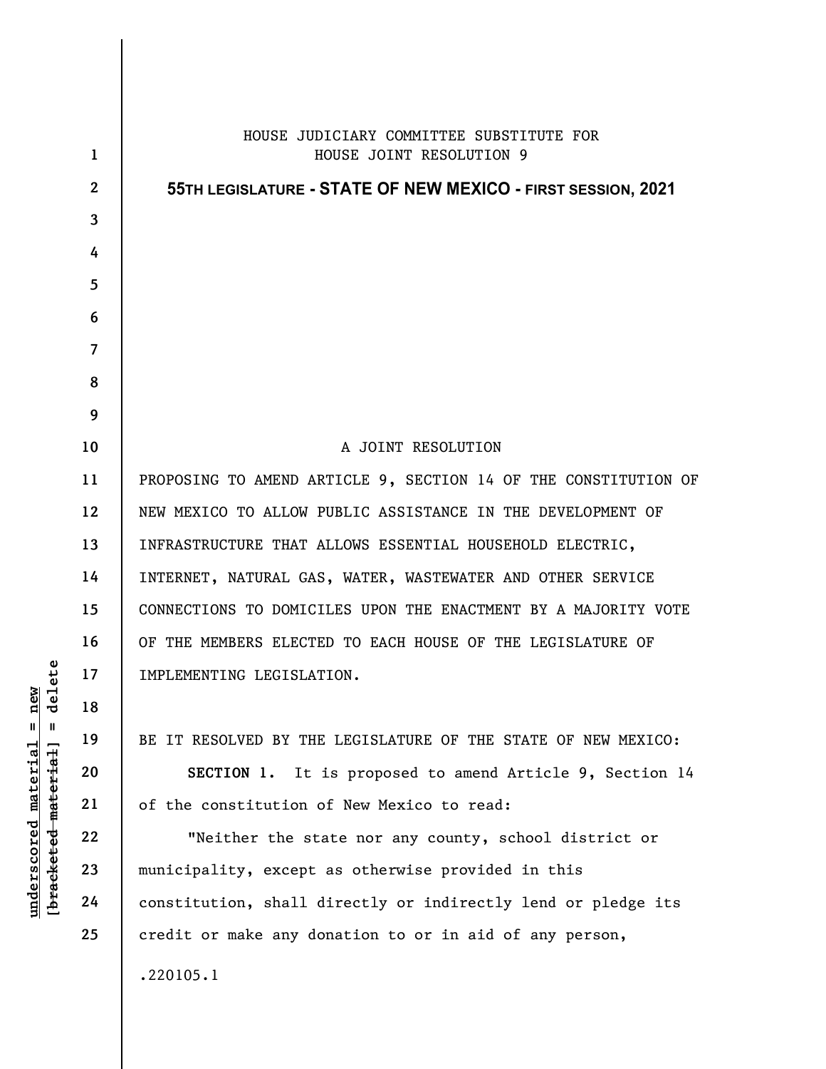HOUSE JUDICIARY COMMITTEE SUBSTITUTE FOR
HOUSE JOINT RESOLUTION 9

**55TH LEGISLATURE - STATE OF NEW MEXICO - FIRST SESSION, 2021**

A JOINT RESOLUTION

PROPOSING TO AMEND ARTICLE 9, SECTION 14 OF THE CONSTITUTION OF NEW MEXICO TO ALLOW PUBLIC ASSISTANCE IN THE DEVELOPMENT OF INFRASTRUCTURE THAT ALLOWS ESSENTIAL HOUSEHOLD ELECTRIC, INTERNET, NATURAL GAS, WATER, WASTEWATER AND OTHER SERVICE CONNECTIONS TO DOMICILES UPON THE ENACTMENT BY A MAJORITY VOTE OF THE MEMBERS ELECTED TO EACH HOUSE OF THE LEGISLATURE OF IMPLEMENTING LEGISLATION.

BE IT RESOLVED BY THE LEGISLATURE OF THE STATE OF NEW MEXICO:

**SECTION 1.** It is proposed to amend Article 9, Section 14 of the constitution of New Mexico to read:

"Neither the state nor any county, school district or municipality, except as otherwise provided in this constitution, shall directly or indirectly lend or pledge its credit or make any donation to or in aid of any person,

.220105.1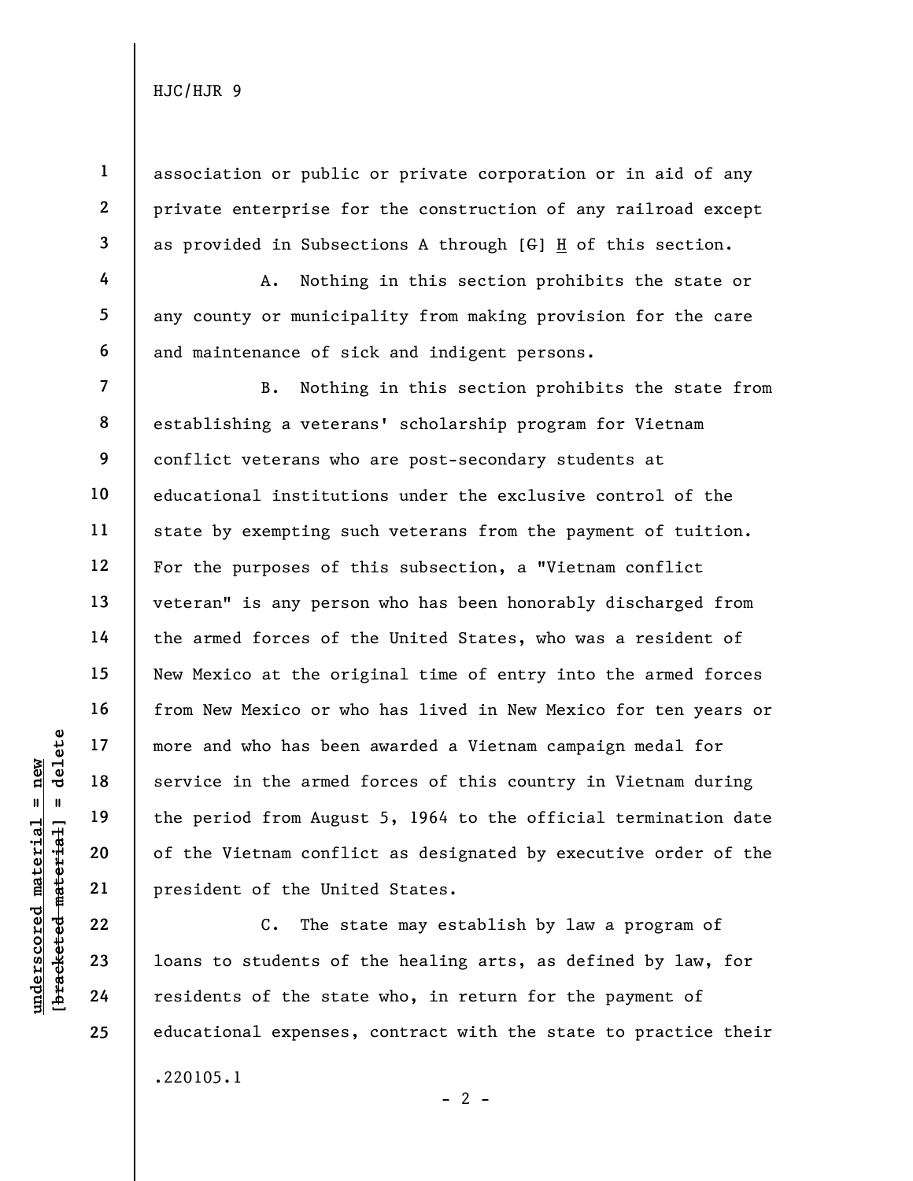association or public or private corporation or in aid of any private enterprise for the construction of any railroad except as provided in Subsections A through [~~G~~] H of this section.

A. Nothing in this section prohibits the state or any county or municipality from making provision for the care and maintenance of sick and indigent persons.

B. Nothing in this section prohibits the state from establishing a veterans' scholarship program for Vietnam conflict veterans who are post-secondary students at educational institutions under the exclusive control of the state by exempting such veterans from the payment of tuition. For the purposes of this subsection, a "Vietnam conflict veteran" is any person who has been honorably discharged from the armed forces of the United States, who was a resident of New Mexico at the original time of entry into the armed forces from New Mexico or who has lived in New Mexico for ten years or more and who has been awarded a Vietnam campaign medal for service in the armed forces of this country in Vietnam during the period from August 5, 1964 to the official termination date of the Vietnam conflict as designated by executive order of the president of the United States.

C. The state may establish by law a program of loans to students of the healing arts, as defined by law, for residents of the state who, in return for the payment of educational expenses, contract with the state to practice their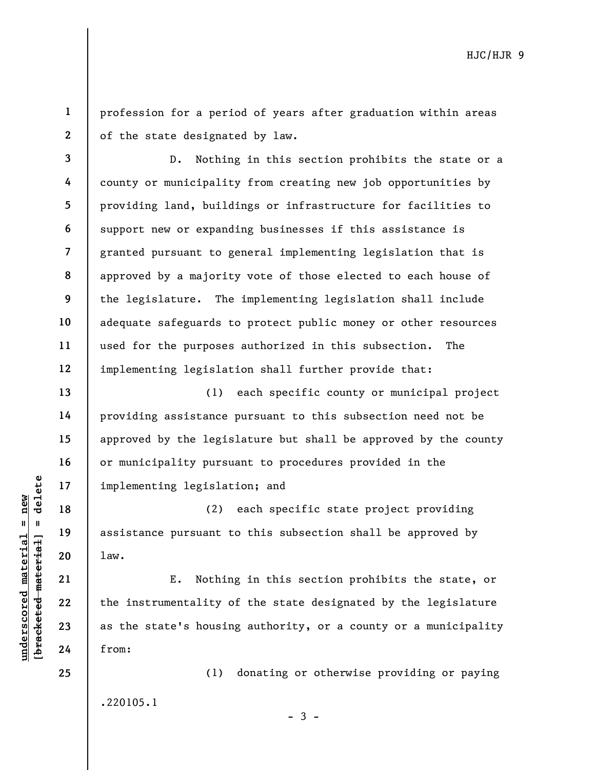profession for a period of years after graduation within areas of the state designated by law.

D. Nothing in this section prohibits the state or a county or municipality from creating new job opportunities by providing land, buildings or infrastructure for facilities to support new or expanding businesses if this assistance is granted pursuant to general implementing legislation that is approved by a majority vote of those elected to each house of the legislature. The implementing legislation shall include adequate safeguards to protect public money or other resources used for the purposes authorized in this subsection. The implementing legislation shall further provide that:

(1) each specific county or municipal project providing assistance pursuant to this subsection need not be approved by the legislature but shall be approved by the county or municipality pursuant to procedures provided in the implementing legislation; and

(2) each specific state project providing assistance pursuant to this subsection shall be approved by law.

E. Nothing in this section prohibits the state, or the instrumentality of the state designated by the legislature as the state's housing authority, or a county or a municipality from:

(1) donating or otherwise providing or paying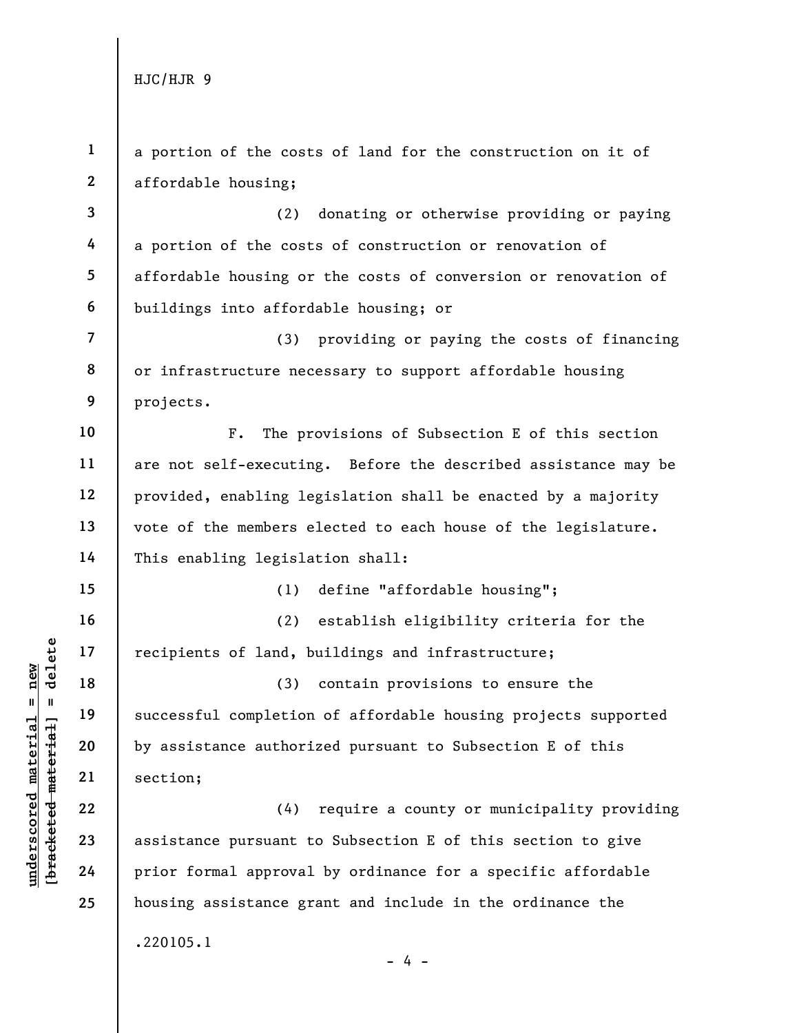a portion of the costs of land for the construction on it of affordable housing;

(2) donating or otherwise providing or paying a portion of the costs of construction or renovation of affordable housing or the costs of conversion or renovation of buildings into affordable housing; or

(3) providing or paying the costs of financing or infrastructure necessary to support affordable housing projects.

F. The provisions of Subsection E of this section are not self-executing. Before the described assistance may be provided, enabling legislation shall be enacted by a majority vote of the members elected to each house of the legislature. This enabling legislation shall:

(1) define "affordable housing";

(2) establish eligibility criteria for the recipients of land, buildings and infrastructure;

(3) contain provisions to ensure the successful completion of affordable housing projects supported by assistance authorized pursuant to Subsection E of this section;

(4) require a county or municipality providing assistance pursuant to Subsection E of this section to give prior formal approval by ordinance for a specific affordable housing assistance grant and include in the ordinance the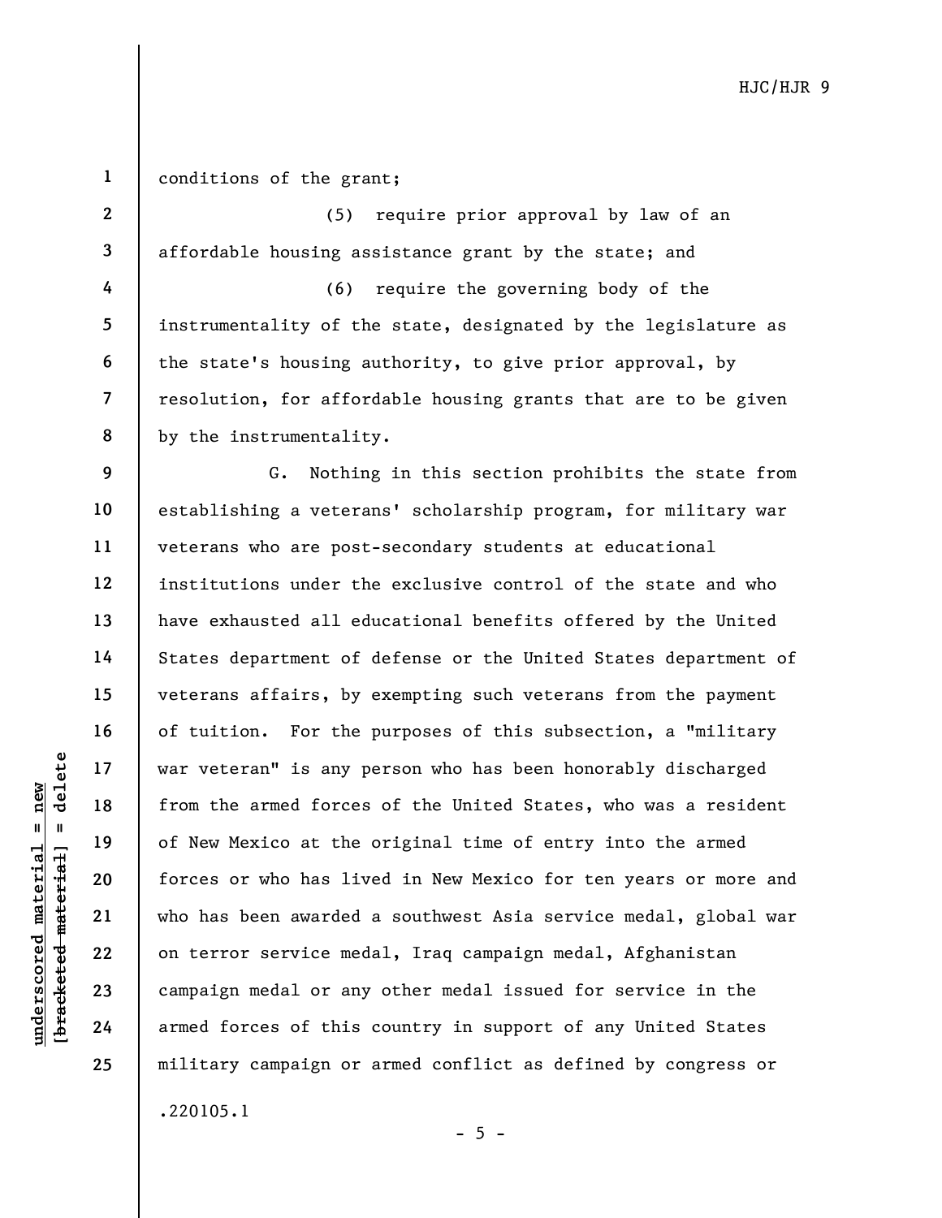conditions of the grant;

(5) require prior approval by law of an affordable housing assistance grant by the state; and

(6) require the governing body of the instrumentality of the state, designated by the legislature as the state's housing authority, to give prior approval, by resolution, for affordable housing grants that are to be given by the instrumentality.

G. Nothing in this section prohibits the state from establishing a veterans' scholarship program, for military war veterans who are post-secondary students at educational institutions under the exclusive control of the state and who have exhausted all educational benefits offered by the United States department of defense or the United States department of veterans affairs, by exempting such veterans from the payment of tuition. For the purposes of this subsection, a "military war veteran" is any person who has been honorably discharged from the armed forces of the United States, who was a resident of New Mexico at the original time of entry into the armed forces or who has lived in New Mexico for ten years or more and who has been awarded a southwest Asia service medal, global war on terror service medal, Iraq campaign medal, Afghanistan campaign medal or any other medal issued for service in the armed forces of this country in support of any United States military campaign or armed conflict as defined by congress or

.220105.1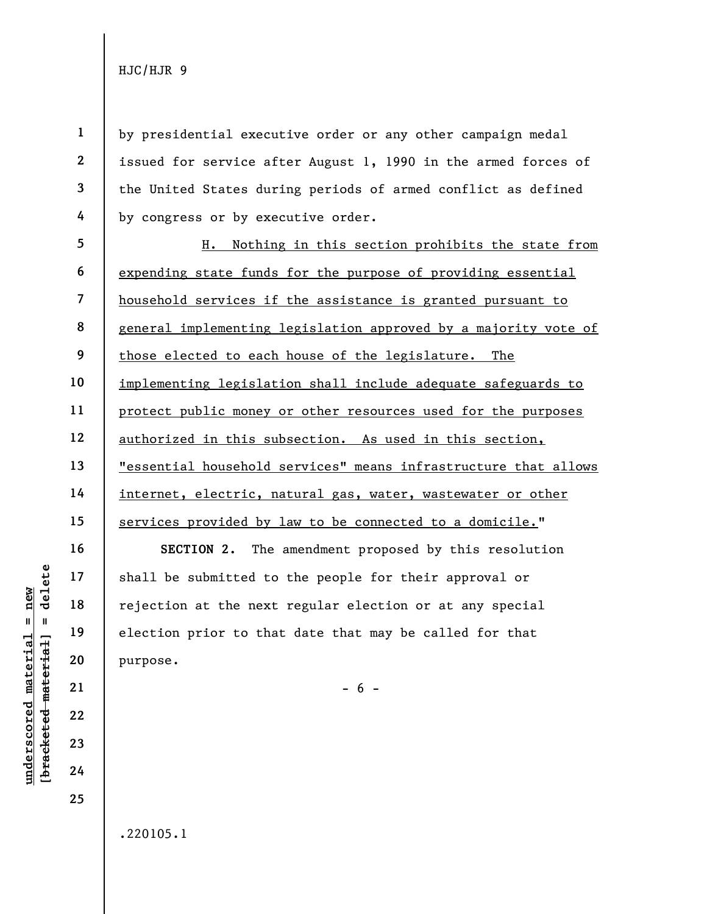by presidential executive order or any other campaign medal issued for service after August 1, 1990 in the armed forces of the United States during periods of armed conflict as defined by congress or by executive order.

H. Nothing in this section prohibits the state from expending state funds for the purpose of providing essential household services if the assistance is granted pursuant to general implementing legislation approved by a majority vote of those elected to each house of the legislature. The implementing legislation shall include adequate safeguards to protect public money or other resources used for the purposes authorized in this subsection. As used in this section, "essential household services" means infrastructure that allows internet, electric, natural gas, water, wastewater or other services provided by law to be connected to a domicile."

**SECTION 2.** The amendment proposed by this resolution shall be submitted to the people for their approval or rejection at the next regular election or at any special election prior to that date that may be called for that purpose.